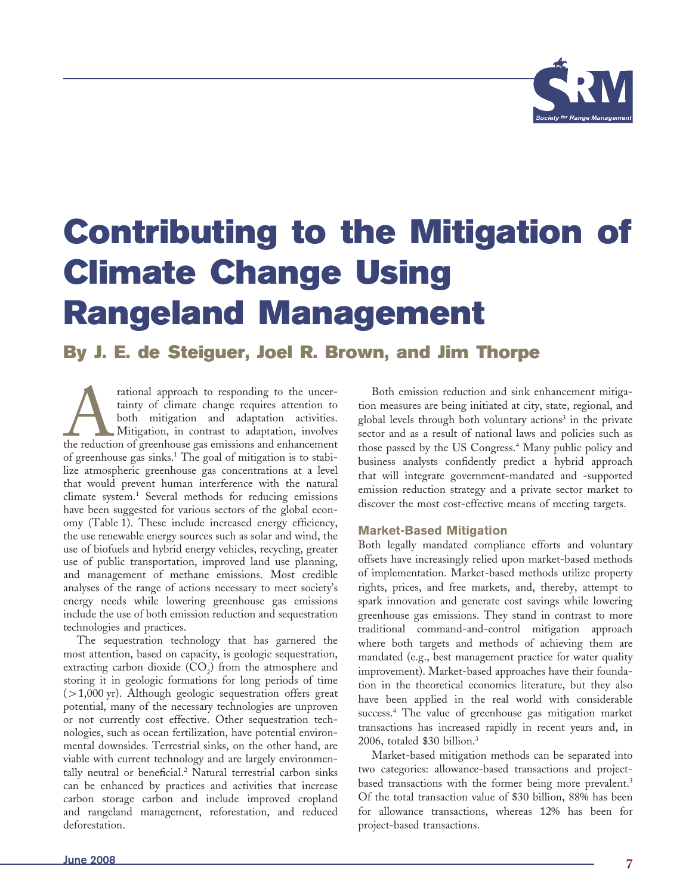# Contributing to the Mitigation of Climate Change Using Rangeland Management

## By J. E. de Steiguer, Joel R. Brown, and Jim Thorpe

A rational approach to responding to the uncertainty of climate change requires attention to both mitigation and adaptation activities. Mitigation, in contrast to adaptation, involves the reduction of greenhouse gas emissions and enhancement of greenhouse gas sinks.[1] The goal of mitigation is to stabilize atmospheric greenhouse gas concentrations at a level that would prevent human interference with the natural climate system.[1] Several methods for reducing emissions have been suggested for various sectors of the global economy (Table 1). These include increased energy efficiency, the use renewable energy sources such as solar and wind, the use of biofuels and hybrid energy vehicles, recycling, greater use of public transportation, improved land use planning, and management of methane emissions. Most credible analyses of the range of actions necessary to meet society's energy needs while lowering greenhouse gas emissions include the use of both emission reduction and sequestration technologies and practices.

The sequestration technology that has garnered the most attention, based on capacity, is geologic sequestration, extracting carbon dioxide ($CO_2$) from the atmosphere and storing it in geologic formations for long periods of time ($>$1,000 yr). Although geologic sequestration offers great potential, many of the necessary technologies are unproven or not currently cost effective. Other sequestration technologies, such as ocean fertilization, have potential environmental downsides. Terrestrial sinks, on the other hand, are viable with current technology and are largely environmentally neutral or beneficial.[2] Natural terrestrial carbon sinks can be enhanced by practices and activities that increase carbon storage carbon and include improved cropland and rangeland management, reforestation, and reduced deforestation.

Both emission reduction and sink enhancement mitigation measures are being initiated at city, state, regional, and global levels through both voluntary actions[3] in the private sector and as a result of national laws and policies such as those passed by the US Congress.[4] Many public policy and business analysts confidently predict a hybrid approach that will integrate government-mandated and -supported emission reduction strategy and a private sector market to discover the most cost-effective means of meeting targets.

### Market-Based Mitigation

Both legally mandated compliance efforts and voluntary offsets have increasingly relied upon market-based methods of implementation. Market-based methods utilize property rights, prices, and free markets, and, thereby, attempt to spark innovation and generate cost savings while lowering greenhouse gas emissions. They stand in contrast to more traditional command-and-control mitigation approach where both targets and methods of achieving them are mandated (e.g., best management practice for water quality improvement). Market-based approaches have their foundation in the theoretical economics literature, but they also have been applied in the real world with considerable success.[4] The value of greenhouse gas mitigation market transactions has increased rapidly in recent years and, in 2006, totaled \$30 billion.[3]

Market-based mitigation methods can be separated into two categories: allowance-based transactions and project-based transactions with the former being more prevalent.[3] Of the total transaction value of \$30 billion, 88% has been for allowance transactions, whereas 12% has been for project-based transactions.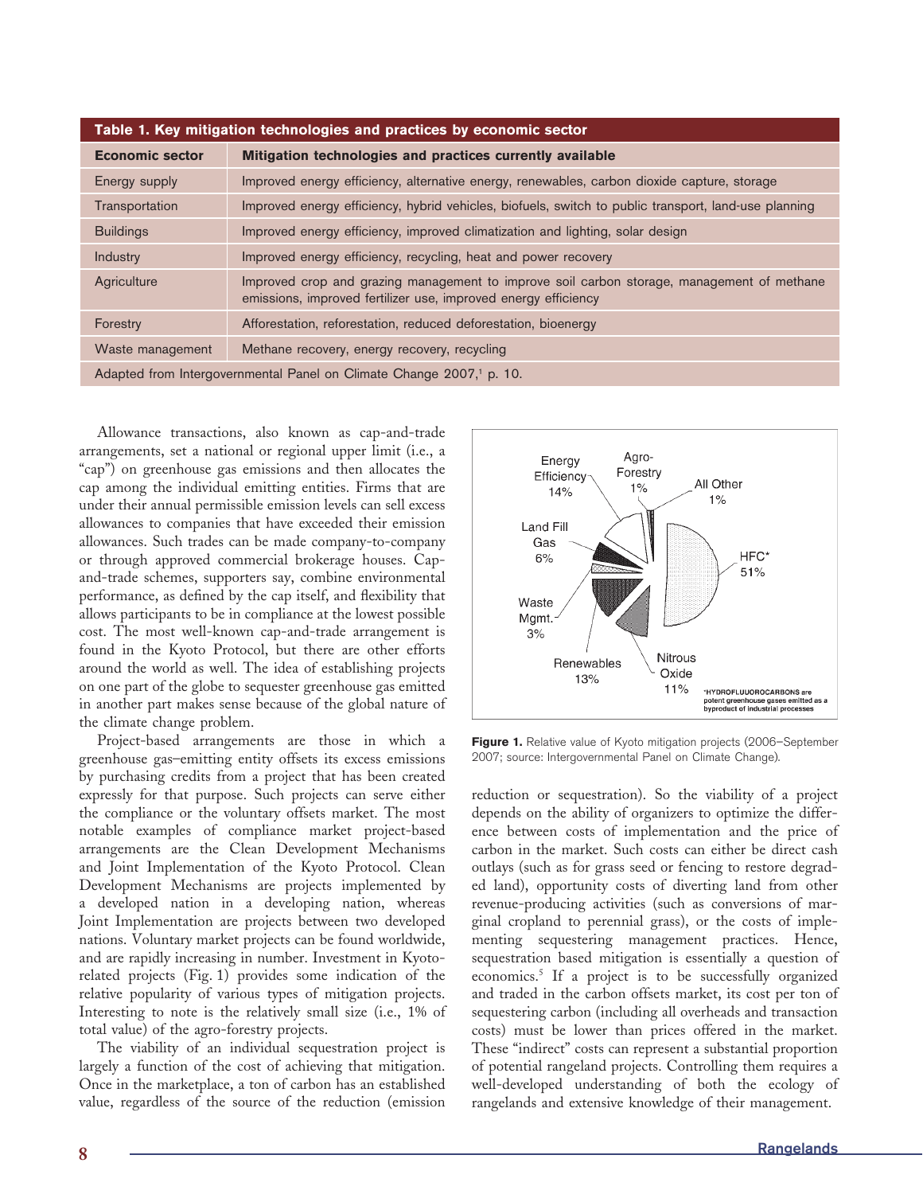**Table 1. Key mitigation technologies and practices by economic sector**

| Economic sector | Mitigation technologies and practices currently available |
|---|---|
| Energy supply | Improved energy efficiency, alternative energy, renewables, carbon dioxide capture, storage |
| Transportation | Improved energy efficiency, hybrid vehicles, biofuels, switch to public transport, land-use planning |
| Buildings | Improved energy efficiency, improved climatization and lighting, solar design |
| Industry | Improved energy efficiency, recycling, heat and power recovery |
| Agriculture | Improved crop and grazing management to improve soil carbon storage, management of methane emissions, improved fertilizer use, improved energy efficiency |
| Forestry | Afforestation, reforestation, reduced deforestation, bioenergy |
| Waste management | Methane recovery, energy recovery, recycling |

Adapted from Intergovernmental Panel on Climate Change 2007,[1] p. 10.

Allowance transactions, also known as cap-and-trade arrangements, set a national or regional upper limit (i.e., a "cap") on greenhouse gas emissions and then allocates the cap among the individual emitting entities. Firms that are under their annual permissible emission levels can sell excess allowances to companies that have exceeded their emission allowances. Such trades can be made company-to-company or through approved commercial brokerage houses. Cap-and-trade schemes, supporters say, combine environmental performance, as defined by the cap itself, and flexibility that allows participants to be in compliance at the lowest possible cost. The most well-known cap-and-trade arrangement is found in the Kyoto Protocol, but there are other efforts around the world as well. The idea of establishing projects on one part of the globe to sequester greenhouse gas emitted in another part makes sense because of the global nature of the climate change problem.

Project-based arrangements are those in which a greenhouse gas–emitting entity offsets its excess emissions by purchasing credits from a project that has been created expressly for that purpose. Such projects can serve either the compliance or the voluntary offsets market. The most notable examples of compliance market project-based arrangements are the Clean Development Mechanisms and Joint Implementation of the Kyoto Protocol. Clean Development Mechanisms are projects implemented by a developed nation in a developing nation, whereas Joint Implementation are projects between two developed nations. Voluntary market projects can be found worldwide, and are rapidly increasing in number. Investment in Kyoto-related projects (Fig. 1) provides some indication of the relative popularity of various types of mitigation projects. Interesting to note is the relatively small size (i.e., 1% of total value) of the agro-forestry projects.

The viability of an individual sequestration project is largely a function of the cost of achieving that mitigation. Once in the marketplace, a ton of carbon has an established value, regardless of the source of the reduction (emission reduction or sequestration). So the viability of a project depends on the ability of organizers to optimize the difference between costs of implementation and the price of carbon in the market. Such costs can either be direct cash outlays (such as for grass seed or fencing to restore degraded land), opportunity costs of diverting land from other revenue-producing activities (such as conversions of marginal cropland to perennial grass), or the costs of implementing sequestering management practices. Hence, sequestration based mitigation is essentially a question of economics.[5] If a project is to be successfully organized and traded in the carbon offsets market, its cost per ton of sequestering carbon (including all overheads and transaction costs) must be lower than prices offered in the market. These "indirect" costs can represent a substantial proportion of potential rangeland projects. Controlling them requires a well-developed understanding of both the ecology of rangelands and extensive knowledge of their management.

Energy Efficiency 14%; Agro-Forestry 1%; All Other 1%; Land Fill Gas 6%; HFC* 51%; Waste Mgmt. 3%; Renewables 13%; Nitrous Oxide 11%

*HYDROFLUOROCARBONS are potent greenhouse gases emitted as a byproduct of industrial processes

**Figure 1.** Relative value of Kyoto mitigation projects (2006–September 2007; source: Intergovernmental Panel on Climate Change).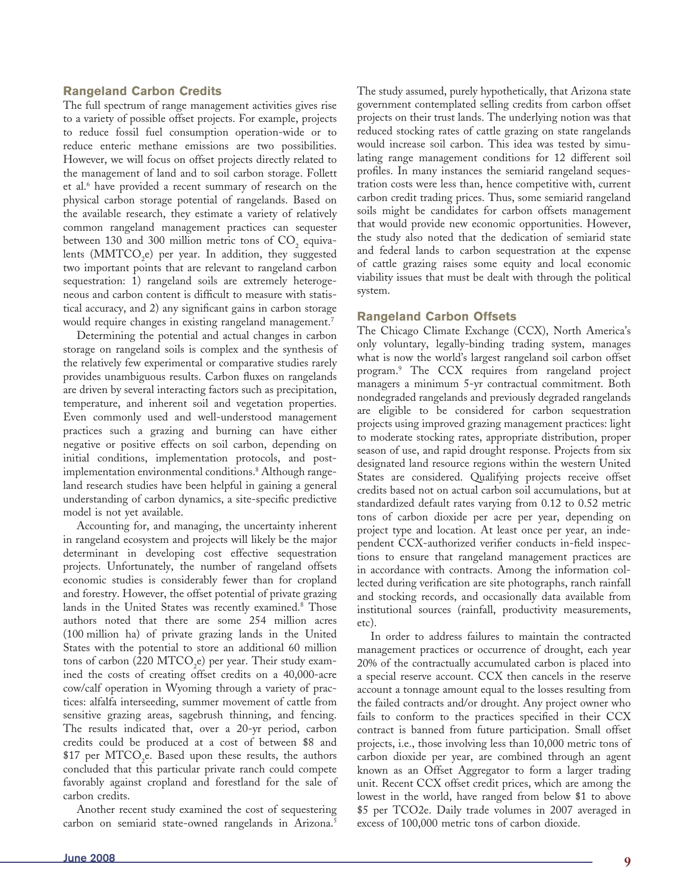## Rangeland Carbon Credits

The full spectrum of range management activities gives rise to a variety of possible offset projects. For example, projects to reduce fossil fuel consumption operation-wide or to reduce enteric methane emissions are two possibilities. However, we will focus on offset projects directly related to the management of land and to soil carbon storage. Follett et al.[6] have provided a recent summary of research on the physical carbon storage potential of rangelands. Based on the available research, they estimate a variety of relatively common rangeland management practices can sequester between 130 and 300 million metric tons of $CO_2$ equivalents ($MMTCO_2e$) per year. In addition, they suggested two important points that are relevant to rangeland carbon sequestration: 1) rangeland soils are extremely heterogeneous and carbon content is difficult to measure with statistical accuracy, and 2) any significant gains in carbon storage would require changes in existing rangeland management.[7]

Determining the potential and actual changes in carbon storage on rangeland soils is complex and the synthesis of the relatively few experimental or comparative studies rarely provides unambiguous results. Carbon fluxes on rangelands are driven by several interacting factors such as precipitation, temperature, and inherent soil and vegetation properties. Even commonly used and well-understood management practices such a grazing and burning can have either negative or positive effects on soil carbon, depending on initial conditions, implementation protocols, and post-implementation environmental conditions.[8] Although rangeland research studies have been helpful in gaining a general understanding of carbon dynamics, a site-specific predictive model is not yet available.

Accounting for, and managing, the uncertainty inherent in rangeland ecosystem and projects will likely be the major determinant in developing cost effective sequestration projects. Unfortunately, the number of rangeland offsets economic studies is considerably fewer than for cropland and forestry. However, the offset potential of private grazing lands in the United States was recently examined.[8] Those authors noted that there are some 254 million acres (100 million ha) of private grazing lands in the United States with the potential to store an additional 60 million tons of carbon (220 $MTCO_2e$) per year. Their study examined the costs of creating offset credits on a 40,000-acre cow/calf operation in Wyoming through a variety of practices: alfalfa interseeding, summer movement of cattle from sensitive grazing areas, sagebrush thinning, and fencing. The results indicated that, over a 20-yr period, carbon credits could be produced at a cost of between \$8 and \$17 per $MTCO_2e$. Based upon these results, the authors concluded that this particular private ranch could compete favorably against cropland and forestland for the sale of carbon credits.

Another recent study examined the cost of sequestering carbon on semiarid state-owned rangelands in Arizona.[5] The study assumed, purely hypothetically, that Arizona state government contemplated selling credits from carbon offset projects on their trust lands. The underlying notion was that reduced stocking rates of cattle grazing on state rangelands would increase soil carbon. This idea was tested by simulating range management conditions for 12 different soil profiles. In many instances the semiarid rangeland sequestration costs were less than, hence competitive with, current carbon credit trading prices. Thus, some semiarid rangeland soils might be candidates for carbon offsets management that would provide new economic opportunities. However, the study also noted that the dedication of semiarid state and federal lands to carbon sequestration at the expense of cattle grazing raises some equity and local economic viability issues that must be dealt with through the political system.

## Rangeland Carbon Offsets

The Chicago Climate Exchange (CCX), North America's only voluntary, legally-binding trading system, manages what is now the world's largest rangeland soil carbon offset program.[9] The CCX requires from rangeland project managers a minimum 5-yr contractual commitment. Both nondegraded rangelands and previously degraded rangelands are eligible to be considered for carbon sequestration projects using improved grazing management practices: light to moderate stocking rates, appropriate distribution, proper season of use, and rapid drought response. Projects from six designated land resource regions within the western United States are considered. Qualifying projects receive offset credits based not on actual carbon soil accumulations, but at standardized default rates varying from 0.12 to 0.52 metric tons of carbon dioxide per acre per year, depending on project type and location. At least once per year, an independent CCX-authorized verifier conducts in-field inspections to ensure that rangeland management practices are in accordance with contracts. Among the information collected during verification are site photographs, ranch rainfall and stocking records, and occasionally data available from institutional sources (rainfall, productivity measurements, etc).

In order to address failures to maintain the contracted management practices or occurrence of drought, each year 20% of the contractually accumulated carbon is placed into a special reserve account. CCX then cancels in the reserve account a tonnage amount equal to the losses resulting from the failed contracts and/or drought. Any project owner who fails to conform to the practices specified in their CCX contract is banned from future participation. Small offset projects, i.e., those involving less than 10,000 metric tons of carbon dioxide per year, are combined through an agent known as an Offset Aggregator to form a larger trading unit. Recent CCX offset credit prices, which are among the lowest in the world, have ranged from below \$1 to above \$5 per TCO2e. Daily trade volumes in 2007 averaged in excess of 100,000 metric tons of carbon dioxide.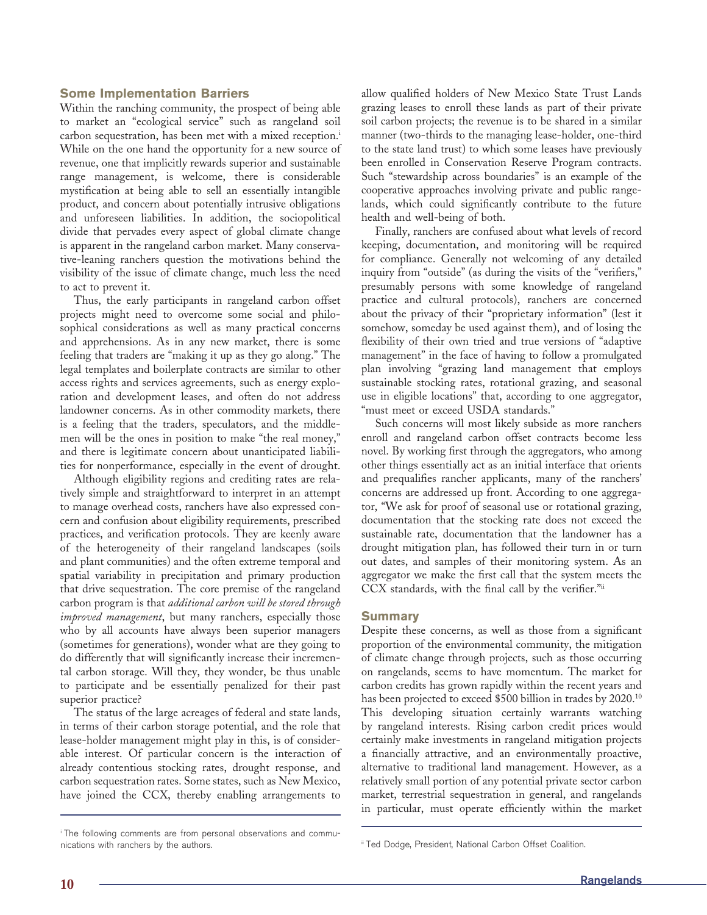## Some Implementation Barriers

Within the ranching community, the prospect of being able to market an "ecological service" such as rangeland soil carbon sequestration, has been met with a mixed reception.[i] While on the one hand the opportunity for a new source of revenue, one that implicitly rewards superior and sustainable range management, is welcome, there is considerable mystification at being able to sell an essentially intangible product, and concern about potentially intrusive obligations and unforeseen liabilities. In addition, the sociopolitical divide that pervades every aspect of global climate change is apparent in the rangeland carbon market. Many conservative-leaning ranchers question the motivations behind the visibility of the issue of climate change, much less the need to act to prevent it.

Thus, the early participants in rangeland carbon offset projects might need to overcome some social and philosophical considerations as well as many practical concerns and apprehensions. As in any new market, there is some feeling that traders are "making it up as they go along." The legal templates and boilerplate contracts are similar to other access rights and services agreements, such as energy exploration and development leases, and often do not address landowner concerns. As in other commodity markets, there is a feeling that the traders, speculators, and the middlemen will be the ones in position to make "the real money," and there is legitimate concern about unanticipated liabilities for nonperformance, especially in the event of drought.

Although eligibility regions and crediting rates are relatively simple and straightforward to interpret in an attempt to manage overhead costs, ranchers have also expressed concern and confusion about eligibility requirements, prescribed practices, and verification protocols. They are keenly aware of the heterogeneity of their rangeland landscapes (soils and plant communities) and the often extreme temporal and spatial variability in precipitation and primary production that drive sequestration. The core premise of the rangeland carbon program is that *additional carbon will be stored through improved management*, but many ranchers, especially those who by all accounts have always been superior managers (sometimes for generations), wonder what are they going to do differently that will significantly increase their incremental carbon storage. Will they, they wonder, be thus unable to participate and be essentially penalized for their past superior practice?

The status of the large acreages of federal and state lands, in terms of their carbon storage potential, and the role that lease-holder management might play in this, is of considerable interest. Of particular concern is the interaction of already contentious stocking rates, drought response, and carbon sequestration rates. Some states, such as New Mexico, have joined the CCX, thereby enabling arrangements to allow qualified holders of New Mexico State Trust Lands grazing leases to enroll these lands as part of their private soil carbon projects; the revenue is to be shared in a similar manner (two-thirds to the managing lease-holder, one-third to the state land trust) to which some leases have previously been enrolled in Conservation Reserve Program contracts. Such "stewardship across boundaries" is an example of the cooperative approaches involving private and public rangelands, which could significantly contribute to the future health and well-being of both.

Finally, ranchers are confused about what levels of record keeping, documentation, and monitoring will be required for compliance. Generally not welcoming of any detailed inquiry from "outside" (as during the visits of the "verifiers," presumably persons with some knowledge of rangeland practice and cultural protocols), ranchers are concerned about the privacy of their "proprietary information" (lest it somehow, someday be used against them), and of losing the flexibility of their own tried and true versions of "adaptive management" in the face of having to follow a promulgated plan involving "grazing land management that employs sustainable stocking rates, rotational grazing, and seasonal use in eligible locations" that, according to one aggregator, "must meet or exceed USDA standards."

Such concerns will most likely subside as more ranchers enroll and rangeland carbon offset contracts become less novel. By working first through the aggregators, who among other things essentially act as an initial interface that orients and prequalifies rancher applicants, many of the ranchers' concerns are addressed up front. According to one aggregator, "We ask for proof of seasonal use or rotational grazing, documentation that the stocking rate does not exceed the sustainable rate, documentation that the landowner has a drought mitigation plan, has followed their turn in or turn out dates, and samples of their monitoring system. As an aggregator we make the first call that the system meets the CCX standards, with the final call by the verifier."[ii]

## Summary

Despite these concerns, as well as those from a significant proportion of the environmental community, the mitigation of climate change through projects, such as those occurring on rangelands, seems to have momentum. The market for carbon credits has grown rapidly within the recent years and has been projected to exceed $500 billion in trades by 2020.[10] This developing situation certainly warrants watching by rangeland interests. Rising carbon credit prices would certainly make investments in rangeland mitigation projects a financially attractive, and an environmentally proactive, alternative to traditional land management. However, as a relatively small portion of any potential private sector carbon market, terrestrial sequestration in general, and rangelands in particular, must operate efficiently within the market

[i] The following comments are from personal observations and communications with ranchers by the authors.

[ii] Ted Dodge, President, National Carbon Offset Coalition.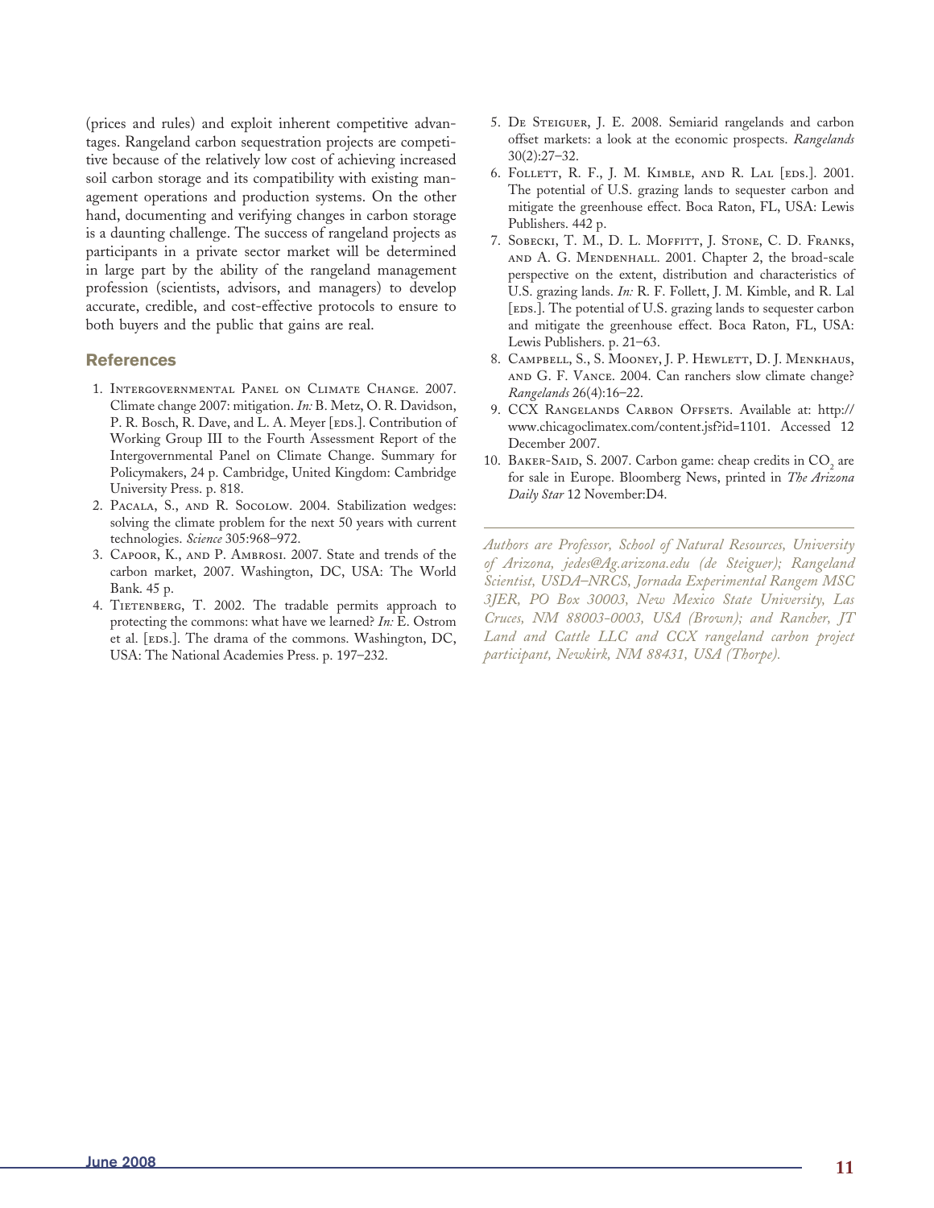(prices and rules) and exploit inherent competitive advantages. Rangeland carbon sequestration projects are competitive because of the relatively low cost of achieving increased soil carbon storage and its compatibility with existing management operations and production systems. On the other hand, documenting and verifying changes in carbon storage is a daunting challenge. The success of rangeland projects as participants in a private sector market will be determined in large part by the ability of the rangeland management profession (scientists, advisors, and managers) to develop accurate, credible, and cost-effective protocols to ensure to both buyers and the public that gains are real.

## References

1. Intergovernmental Panel on Climate Change. 2007. Climate change 2007: mitigation. *In:* B. Metz, O. R. Davidson, P. R. Bosch, R. Dave, and L. A. Meyer [eds.]. Contribution of Working Group III to the Fourth Assessment Report of the Intergovernmental Panel on Climate Change. Summary for Policymakers, 24 p. Cambridge, United Kingdom: Cambridge University Press. p. 818.
2. Pacala, S., and R. Socolow. 2004. Stabilization wedges: solving the climate problem for the next 50 years with current technologies. *Science* 305:968–972.
3. Capoor, K., and P. Ambrosi. 2007. State and trends of the carbon market, 2007. Washington, DC, USA: The World Bank. 45 p.
4. Tietenberg, T. 2002. The tradable permits approach to protecting the commons: what have we learned? *In:* E. Ostrom et al. [eds.]. The drama of the commons. Washington, DC, USA: The National Academies Press. p. 197–232.
5. De Steiguer, J. E. 2008. Semiarid rangelands and carbon offset markets: a look at the economic prospects. *Rangelands* 30(2):27–32.
6. Follett, R. F., J. M. Kimble, and R. Lal [eds.]. 2001. The potential of U.S. grazing lands to sequester carbon and mitigate the greenhouse effect. Boca Raton, FL, USA: Lewis Publishers. 442 p.
7. Sobecki, T. M., D. L. Moffitt, J. Stone, C. D. Franks, and A. G. Mendenhall. 2001. Chapter 2, the broad-scale perspective on the extent, distribution and characteristics of U.S. grazing lands. *In:* R. F. Follett, J. M. Kimble, and R. Lal [eds.]. The potential of U.S. grazing lands to sequester carbon and mitigate the greenhouse effect. Boca Raton, FL, USA: Lewis Publishers. p. 21–63.
8. Campbell, S., S. Mooney, J. P. Hewlett, D. J. Menkhaus, and G. F. Vance. 2004. Can ranchers slow climate change? *Rangelands* 26(4):16–22.
9. CCX Rangelands Carbon Offsets. Available at: http://www.chicagoclimatex.com/content.jsf?id=1101. Accessed 12 December 2007.
10. Baker-Said, S. 2007. Carbon game: cheap credits in $CO_2$ are for sale in Europe. Bloomberg News, printed in *The Arizona Daily Star* 12 November:D4.

---

*Authors are Professor, School of Natural Resources, University of Arizona, jedes@Ag.arizona.edu (de Steiguer); Rangeland Scientist, USDA–NRCS, Jornada Experimental Rangem MSC 3JER, PO Box 30003, New Mexico State University, Las Cruces, NM 88003-0003, USA (Brown); and Rancher, JT Land and Cattle LLC and CCX rangeland carbon project participant, Newkirk, NM 88431, USA (Thorpe).*